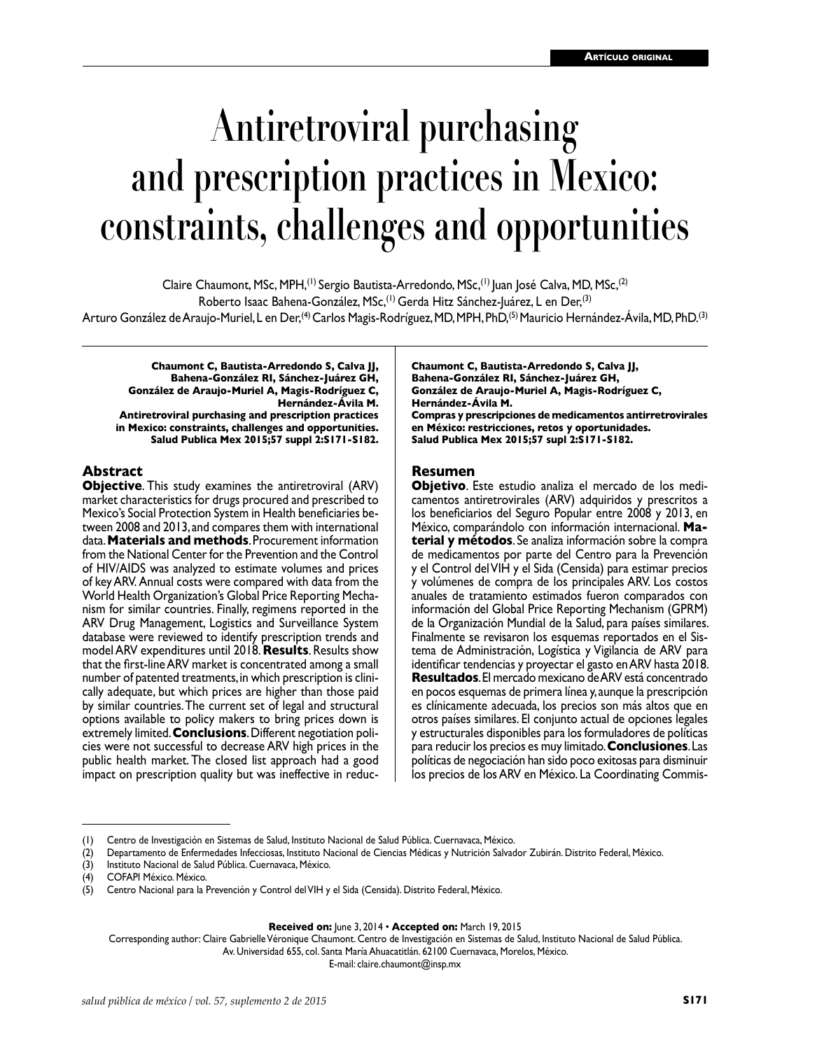Artículo original

# Antiretroviral purchasing and prescription practices in Mexico: constraints, challenges and opportunities

Claire Chaumont, MSc, MPH,[1] Sergio Bautista-Arredondo, MSc,[1] Juan José Calva, MD, MSc,[2] Roberto Isaac Bahena-González, MSc,[1] Gerda Hitz Sánchez-Juárez, L en Der,[3] Arturo González de Araujo-Muriel, L en Der,[4] Carlos Magis-Rodríguez, MD, MPH, PhD,[5] Mauricio Hernández-Ávila, MD, PhD.[3]

**Chaumont C, Bautista-Arredondo S, Calva JJ, Bahena-González RI, Sánchez-Juárez GH, González de Araujo-Muriel A, Magis-Rodríguez C, Hernández-Ávila M. Antiretroviral purchasing and prescription practices in Mexico: constraints, challenges and opportunities. Salud Publica Mex 2015;57 suppl 2:S171-S182.**

## Abstract

**Objective**. This study examines the antiretroviral (ARV) market characteristics for drugs procured and prescribed to Mexico's Social Protection System in Health beneficiaries between 2008 and 2013, and compares them with international data. **Materials and methods**. Procurement information from the National Center for the Prevention and the Control of HIV/AIDS was analyzed to estimate volumes and prices of key ARV. Annual costs were compared with data from the World Health Organization's Global Price Reporting Mechanism for similar countries. Finally, regimens reported in the ARV Drug Management, Logistics and Surveillance System database were reviewed to identify prescription trends and model ARV expenditures until 2018. **Results**. Results show that the first-line ARV market is concentrated among a small number of patented treatments, in which prescription is clinically adequate, but which prices are higher than those paid by similar countries. The current set of legal and structural options available to policy makers to bring prices down is extremely limited. **Conclusions**. Different negotiation policies were not successful to decrease ARV high prices in the public health market. The closed list approach had a good impact on prescription quality but was ineffective in reduc-

**Chaumont C, Bautista-Arredondo S, Calva JJ, Bahena-González RI, Sánchez-Juárez GH, González de Araujo-Muriel A, Magis-Rodríguez C, Hernández-Ávila M. Compras y prescripciones de medicamentos antirretrovirales en México: restricciones, retos y oportunidades. Salud Publica Mex 2015;57 supl 2:S171-S182.**

## Resumen

**Objetivo**. Este estudio analiza el mercado de los medicamentos antiretrovirales (ARV) adquiridos y prescritos a los beneficiarios del Seguro Popular entre 2008 y 2013, en México, comparándolo con información internacional. **Material y métodos**. Se analiza información sobre la compra de medicamentos por parte del Centro para la Prevención y el Control del VIH y el Sida (Censida) para estimar precios y volúmenes de compra de los principales ARV. Los costos anuales de tratamiento estimados fueron comparados con información del Global Price Reporting Mechanism (GPRM) de la Organización Mundial de la Salud, para países similares. Finalmente se revisaron los esquemas reportados en el Sistema de Administración, Logística y Vigilancia de ARV para identificar tendencias y proyectar el gasto en ARV hasta 2018. **Resultados**. El mercado mexicano de ARV está concentrado en pocos esquemas de primera línea y, aunque la prescripción es clínicamente adecuada, los precios son más altos que en otros países similares. El conjunto actual de opciones legales y estructurales disponibles para los formuladores de políticas para reducir los precios es muy limitado. **Conclusiones**. Las políticas de negociación han sido poco exitosas para disminuir los precios de los ARV en México. La Coordinating Commis-

---

(1) Centro de Investigación en Sistemas de Salud, Instituto Nacional de Salud Pública. Cuernavaca, México.
(2) Departamento de Enfermedades Infecciosas, Instituto Nacional de Ciencias Médicas y Nutrición Salvador Zubirán. Distrito Federal, México.
(3) Instituto Nacional de Salud Pública. Cuernavaca, México.
(4) COFAPI México. México.
(5) Centro Nacional para la Prevención y Control del VIH y el Sida (Censida). Distrito Federal, México.

**Received on:** June 3, 2014 • **Accepted on:** March 19, 2015

Corresponding author: Claire Gabrielle Véronique Chaumont. Centro de Investigación en Sistemas de Salud, Instituto Nacional de Salud Pública. Av. Universidad 655, col. Santa María Ahuacatitlán. 62100 Cuernavaca, Morelos, México.
E-mail: claire.chaumont@insp.mx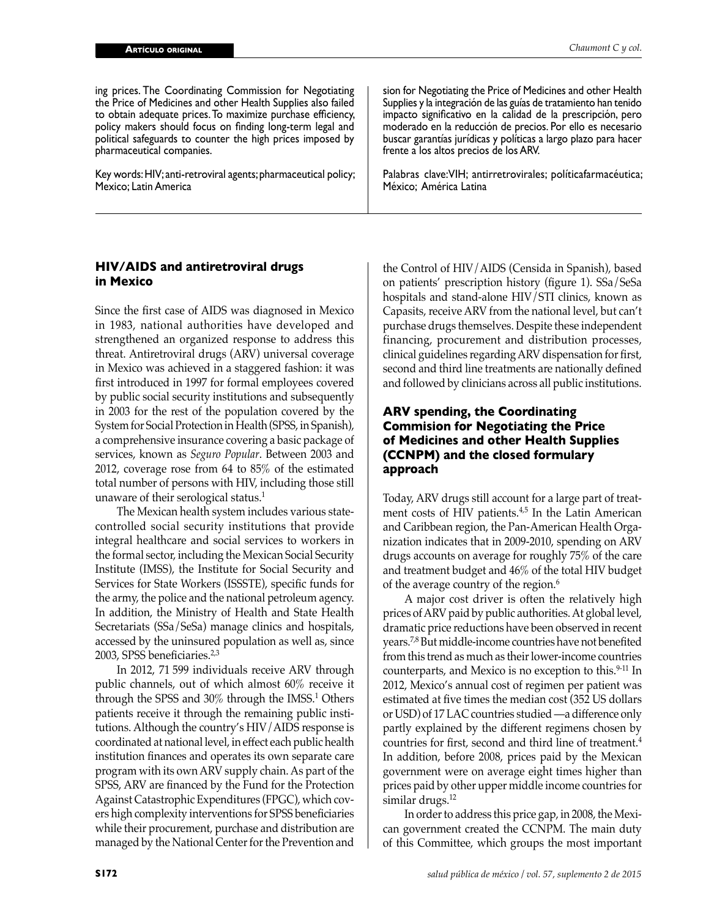ing prices. The Coordinating Commission for Negotiating the Price of Medicines and other Health Supplies also failed to obtain adequate prices. To maximize purchase efficiency, policy makers should focus on finding long-term legal and political safeguards to counter the high prices imposed by pharmaceutical companies.

Key words: HIV; anti-retroviral agents; pharmaceutical policy; Mexico; Latin America

sion for Negotiating the Price of Medicines and other Health Supplies y la integración de las guías de tratamiento han tenido impacto significativo en la calidad de la prescripción, pero moderado en la reducción de precios. Por ello es necesario buscar garantías jurídicas y políticas a largo plazo para hacer frente a los altos precios de los ARV.

Palabras clave: VIH; antirretrovirales; políticafarmacéutica; México; América Latina

## HIV/AIDS and antiretroviral drugs in Mexico

Since the first case of AIDS was diagnosed in Mexico in 1983, national authorities have developed and strengthened an organized response to address this threat. Antiretroviral drugs (ARV) universal coverage in Mexico was achieved in a staggered fashion: it was first introduced in 1997 for formal employees covered by public social security institutions and subsequently in 2003 for the rest of the population covered by the System for Social Protection in Health (SPSS, in Spanish), a comprehensive insurance covering a basic package of services, known as *Seguro Popular*. Between 2003 and 2012, coverage rose from 64 to 85% of the estimated total number of persons with HIV, including those still unaware of their serological status.[1]

The Mexican health system includes various state-controlled social security institutions that provide integral healthcare and social services to workers in the formal sector, including the Mexican Social Security Institute (IMSS), the Institute for Social Security and Services for State Workers (ISSSTE), specific funds for the army, the police and the national petroleum agency. In addition, the Ministry of Health and State Health Secretariats (SSa/SeSa) manage clinics and hospitals, accessed by the uninsured population as well as, since 2003, SPSS beneficiaries.[2,3]

In 2012, 71 599 individuals receive ARV through public channels, out of which almost 60% receive it through the SPSS and 30% through the IMSS.[1] Others patients receive it through the remaining public institutions. Although the country's HIV/AIDS response is coordinated at national level, in effect each public health institution finances and operates its own separate care program with its own ARV supply chain. As part of the SPSS, ARV are financed by the Fund for the Protection Against Catastrophic Expenditures (FPGC), which covers high complexity interventions for SPSS beneficiaries while their procurement, purchase and distribution are managed by the National Center for the Prevention and the Control of HIV/AIDS (Censida in Spanish), based on patients' prescription history (figure 1). SSa/SeSa hospitals and stand-alone HIV/STI clinics, known as Capasits, receive ARV from the national level, but can't purchase drugs themselves. Despite these independent financing, procurement and distribution processes, clinical guidelines regarding ARV dispensation for first, second and third line treatments are nationally defined and followed by clinicians across all public institutions.

## ARV spending, the Coordinating Commision for Negotiating the Price of Medicines and other Health Supplies (CCNPM) and the closed formulary approach

Today, ARV drugs still account for a large part of treatment costs of HIV patients.[4,5] In the Latin American and Caribbean region, the Pan-American Health Organization indicates that in 2009-2010, spending on ARV drugs accounts on average for roughly 75% of the care and treatment budget and 46% of the total HIV budget of the average country of the region.[6]

A major cost driver is often the relatively high prices of ARV paid by public authorities. At global level, dramatic price reductions have been observed in recent years.[7,8] But middle-income countries have not benefited from this trend as much as their lower-income countries counterparts, and Mexico is no exception to this.[9-11] In 2012, Mexico's annual cost of regimen per patient was estimated at five times the median cost (352 US dollars or USD) of 17 LAC countries studied —a difference only partly explained by the different regimens chosen by countries for first, second and third line of treatment.[4] In addition, before 2008, prices paid by the Mexican government were on average eight times higher than prices paid by other upper middle income countries for similar drugs.[12]

In order to address this price gap, in 2008, the Mexican government created the CCNPM. The main duty of this Committee, which groups the most important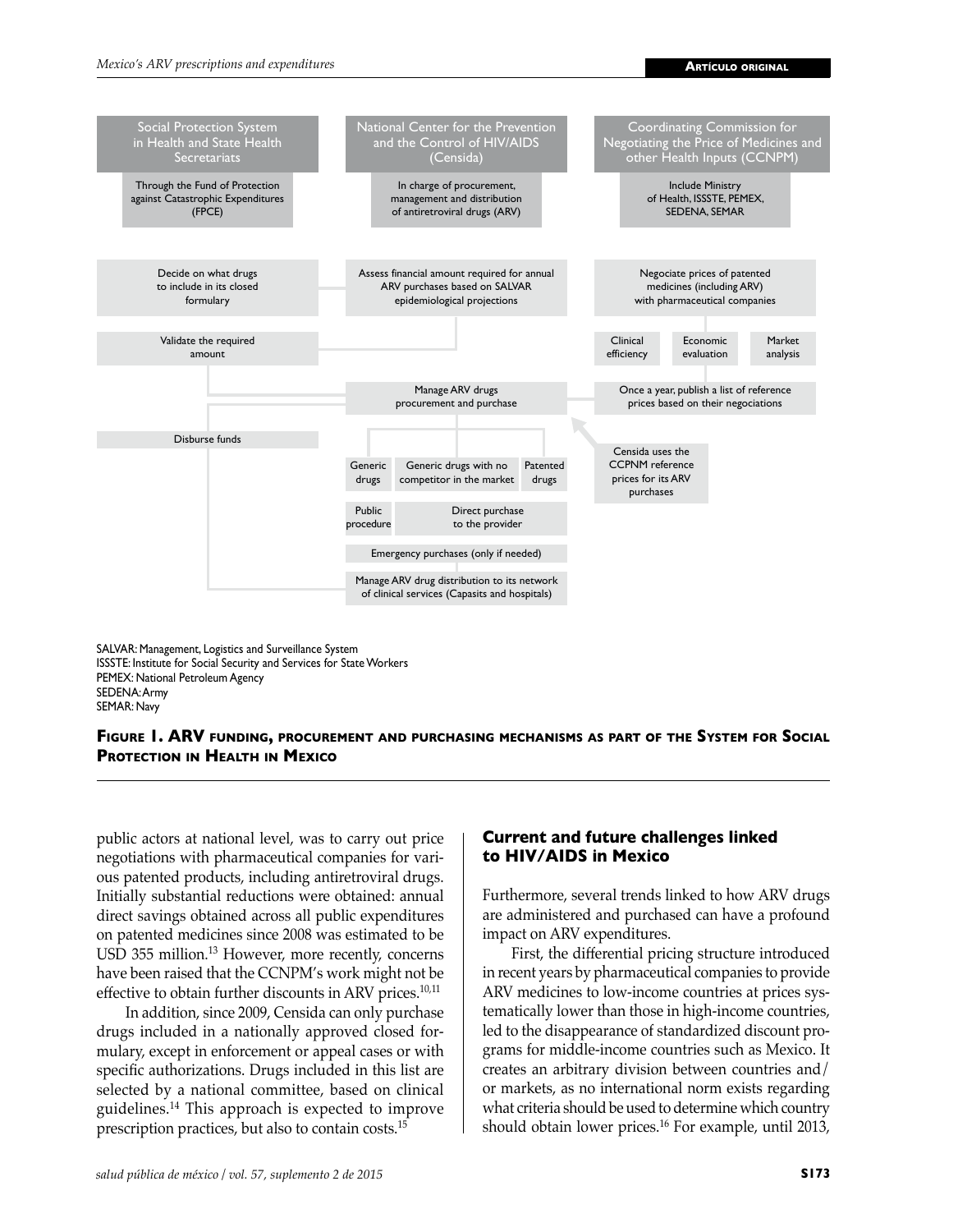**Social Protection System in Health and State Health Secretariats**

Through the Fund of Protection against Catastrophic Expenditures (FPCE)

- Decide on what drugs to include in its closed formulary
- Validate the required amount
- Disburse funds

**National Center for the Prevention and the Control of HIV/AIDS (Censida)**

In charge of procurement, management and distribution of antiretroviral drugs (ARV)

- Assess financial amount required for annual ARV purchases based on SALVAR epidemiological projections
- Manage ARV drugs procurement and purchase
  - Generic drugs — Public procedure
  - Generic drugs with no competitor in the market — Direct purchase to the provider
  - Patented drugs — Direct purchase to the provider
- Emergency purchases (only if needed)
- Manage ARV drug distribution to its network of clinical services (Capasits and hospitals)

**Coordinating Commission for Negotiating the Price of Medicines and other Health Inputs (CCNPM)**

Include Ministry of Health, ISSSTE, PEMEX, SEDENA, SEMAR

- Negociate prices of patented medicines (including ARV) with pharmaceutical companies
  - Clinical efficiency
  - Economic evaluation
  - Market analysis
- Once a year, publish a list of reference prices based on their negociations
- Censida uses the CCPNM reference prices for its ARV purchases

SALVAR: Management, Logistics and Surveillance System
ISSSTE: Institute for Social Security and Services for State Workers
PEMEX: National Petroleum Agency
SEDENA: Army
SEMAR: Navy

**Figure 1. ARV funding, procurement and purchasing mechanisms as part of the System for Social Protection in Health in Mexico**

public actors at national level, was to carry out price negotiations with pharmaceutical companies for various patented products, including antiretroviral drugs. Initially substantial reductions were obtained: annual direct savings obtained across all public expenditures on patented medicines since 2008 was estimated to be USD 355 million.[13] However, more recently, concerns have been raised that the CCNPM's work might not be effective to obtain further discounts in ARV prices.[10,11]

In addition, since 2009, Censida can only purchase drugs included in a nationally approved closed formulary, except in enforcement or appeal cases or with specific authorizations. Drugs included in this list are selected by a national committee, based on clinical guidelines.[14] This approach is expected to improve prescription practices, but also to contain costs.[15]

## Current and future challenges linked to HIV/AIDS in Mexico

Furthermore, several trends linked to how ARV drugs are administered and purchased can have a profound impact on ARV expenditures.

First, the differential pricing structure introduced in recent years by pharmaceutical companies to provide ARV medicines to low-income countries at prices systematically lower than those in high-income countries, led to the disappearance of standardized discount programs for middle-income countries such as Mexico. It creates an arbitrary division between countries and/or markets, as no international norm exists regarding what criteria should be used to determine which country should obtain lower prices.[16] For example, until 2013,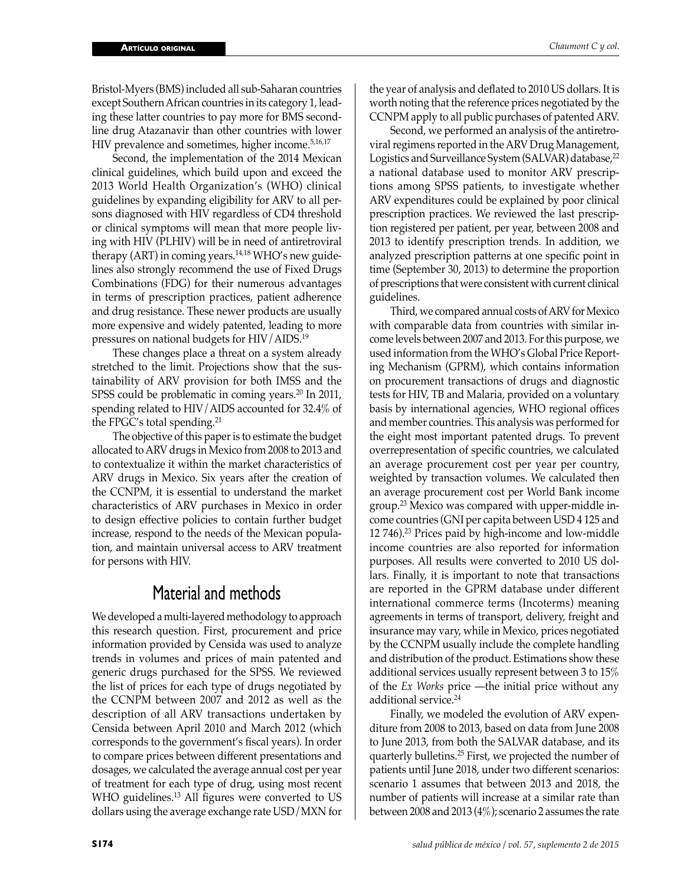Bristol-Myers (BMS) included all sub-Saharan countries except Southern African countries in its category 1, leading these latter countries to pay more for BMS second-line drug Atazanavir than other countries with lower HIV prevalence and sometimes, higher income.[5,16,17]

Second, the implementation of the 2014 Mexican clinical guidelines, which build upon and exceed the 2013 World Health Organization's (WHO) clinical guidelines by expanding eligibility for ARV to all persons diagnosed with HIV regardless of CD4 threshold or clinical symptoms will mean that more people living with HIV (PLHIV) will be in need of antiretroviral therapy (ART) in coming years.[14,18] WHO's new guidelines also strongly recommend the use of Fixed Drugs Combinations (FDG) for their numerous advantages in terms of prescription practices, patient adherence and drug resistance. These newer products are usually more expensive and widely patented, leading to more pressures on national budgets for HIV/AIDS.[19]

These changes place a threat on a system already stretched to the limit. Projections show that the sustainability of ARV provision for both IMSS and the SPSS could be problematic in coming years.[20] In 2011, spending related to HIV/AIDS accounted for 32.4% of the FPGC's total spending.[21]

The objective of this paper is to estimate the budget allocated to ARV drugs in Mexico from 2008 to 2013 and to contextualize it within the market characteristics of ARV drugs in Mexico. Six years after the creation of the CCNPM, it is essential to understand the market characteristics of ARV purchases in Mexico in order to design effective policies to contain further budget increase, respond to the needs of the Mexican population, and maintain universal access to ARV treatment for persons with HIV.

## Material and methods

We developed a multi-layered methodology to approach this research question. First, procurement and price information provided by Censida was used to analyze trends in volumes and prices of main patented and generic drugs purchased for the SPSS. We reviewed the list of prices for each type of drugs negotiated by the CCNPM between 2007 and 2012 as well as the description of all ARV transactions undertaken by Censida between April 2010 and March 2012 (which corresponds to the government's fiscal years). In order to compare prices between different presentations and dosages, we calculated the average annual cost per year of treatment for each type of drug, using most recent WHO guidelines.[13] All figures were converted to US dollars using the average exchange rate USD/MXN for the year of analysis and deflated to 2010 US dollars. It is worth noting that the reference prices negotiated by the CCNPM apply to all public purchases of patented ARV.

Second, we performed an analysis of the antiretroviral regimens reported in the ARV Drug Management, Logistics and Surveillance System (SALVAR) database,[22] a national database used to monitor ARV prescriptions among SPSS patients, to investigate whether ARV expenditures could be explained by poor clinical prescription practices. We reviewed the last prescription registered per patient, per year, between 2008 and 2013 to identify prescription trends. In addition, we analyzed prescription patterns at one specific point in time (September 30, 2013) to determine the proportion of prescriptions that were consistent with current clinical guidelines.

Third, we compared annual costs of ARV for Mexico with comparable data from countries with similar income levels between 2007 and 2013. For this purpose, we used information from the WHO's Global Price Reporting Mechanism (GPRM), which contains information on procurement transactions of drugs and diagnostic tests for HIV, TB and Malaria, provided on a voluntary basis by international agencies, WHO regional offices and member countries. This analysis was performed for the eight most important patented drugs. To prevent overrepresentation of specific countries, we calculated an average procurement cost per year per country, weighted by transaction volumes. We calculated then an average procurement cost per World Bank income group.[23] Mexico was compared with upper-middle income countries (GNI per capita between USD 4 125 and 12 746).[23] Prices paid by high-income and low-middle income countries are also reported for information purposes. All results were converted to 2010 US dollars. Finally, it is important to note that transactions are reported in the GPRM database under different international commerce terms (Incoterms) meaning agreements in terms of transport, delivery, freight and insurance may vary, while in Mexico, prices negotiated by the CCNPM usually include the complete handling and distribution of the product. Estimations show these additional services usually represent between 3 to 15% of the *Ex Works* price —the initial price without any additional service.[24]

Finally, we modeled the evolution of ARV expenditure from 2008 to 2013, based on data from June 2008 to June 2013, from both the SALVAR database, and its quarterly bulletins.[25] First, we projected the number of patients until June 2018, under two different scenarios: scenario 1 assumes that between 2013 and 2018, the number of patients will increase at a similar rate than between 2008 and 2013 (4%); scenario 2 assumes the rate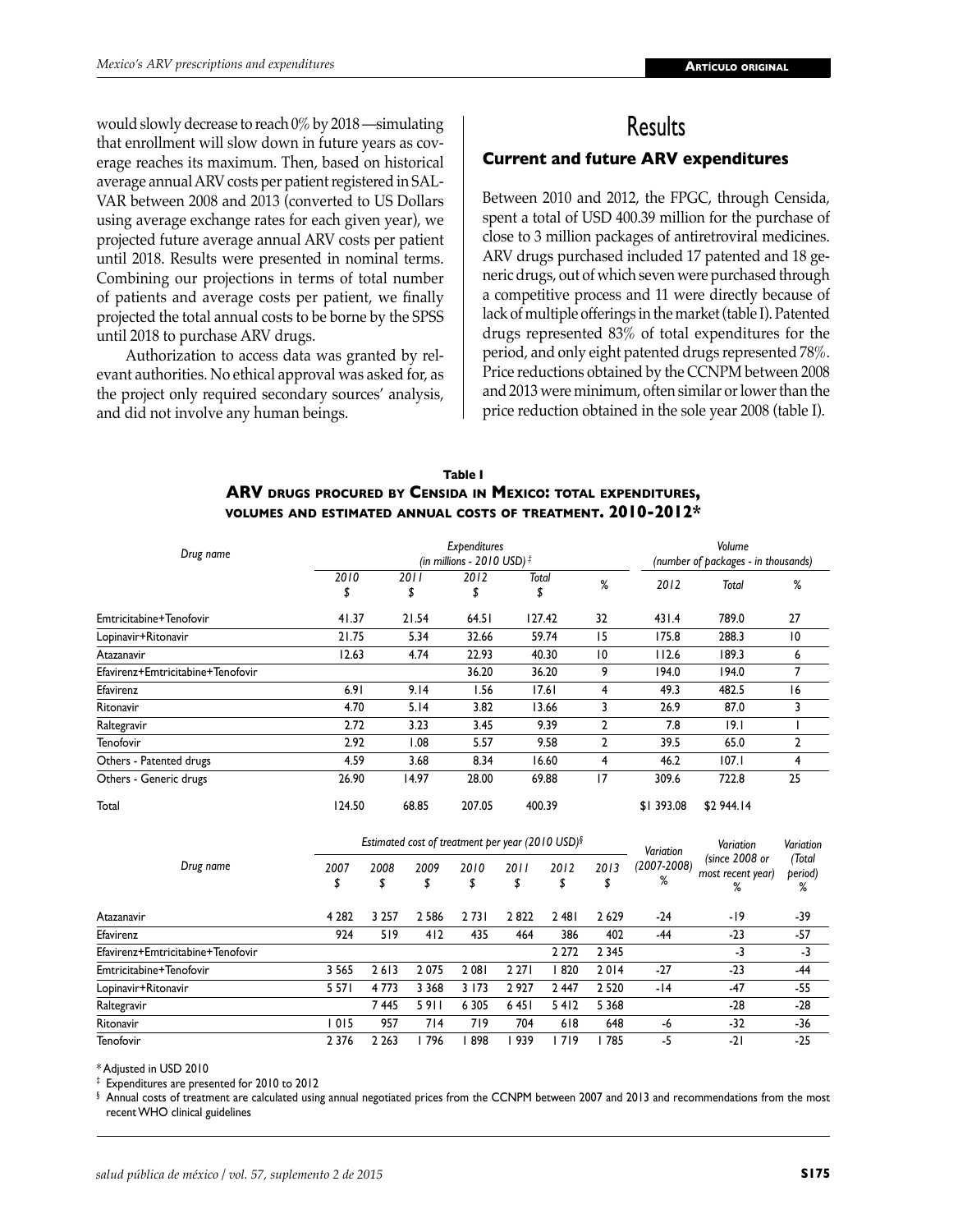would slowly decrease to reach 0% by 2018 —simulating that enrollment will slow down in future years as coverage reaches its maximum. Then, based on historical average annual ARV costs per patient registered in SALVAR between 2008 and 2013 (converted to US Dollars using average exchange rates for each given year), we projected future average annual ARV costs per patient until 2018. Results were presented in nominal terms. Combining our projections in terms of total number of patients and average costs per patient, we finally projected the total annual costs to be borne by the SPSS until 2018 to purchase ARV drugs.

Authorization to access data was granted by relevant authorities. No ethical approval was asked for, as the project only required secondary sources' analysis, and did not involve any human beings.

# Results

## Current and future ARV expenditures

Between 2010 and 2012, the FPGC, through Censida, spent a total of USD 400.39 million for the purchase of close to 3 million packages of antiretroviral medicines. ARV drugs purchased included 17 patented and 18 generic drugs, out of which seven were purchased through a competitive process and 11 were directly because of lack of multiple offerings in the market (table I). Patented drugs represented 83% of total expenditures for the period, and only eight patented drugs represented 78%. Price reductions obtained by the CCNPM between 2008 and 2013 were minimum, often similar or lower than the price reduction obtained in the sole year 2008 (table I).

**Table I**
**ARV drugs procured by Censida in Mexico: total expenditures, volumes and estimated annual costs of treatment. 2010-2012***

| Drug name | Expenditures (in millions - 2010 USD)‡ | | | | | Volume (number of packages - in thousands) | | |
|---|---|---|---|---|---|---|---|---|
| | 2010 $ | 2011 $ | 2012 $ | Total $ | % | 2012 | Total | % |
| Emtricitabine+Tenofovir | 41.37 | 21.54 | 64.51 | 127.42 | 32 | 431.4 | 789.0 | 27 |
| Lopinavir+Ritonavir | 21.75 | 5.34 | 32.66 | 59.74 | 15 | 175.8 | 288.3 | 10 |
| Atazanavir | 12.63 | 4.74 | 22.93 | 40.30 | 10 | 112.6 | 189.3 | 6 |
| Efavirenz+Emtricitabine+Tenofovir | | | 36.20 | 36.20 | 9 | 194.0 | 194.0 | 7 |
| Efavirenz | 6.91 | 9.14 | 1.56 | 17.61 | 4 | 49.3 | 482.5 | 16 |
| Ritonavir | 4.70 | 5.14 | 3.82 | 13.66 | 3 | 26.9 | 87.0 | 3 |
| Raltegravir | 2.72 | 3.23 | 3.45 | 9.39 | 2 | 7.8 | 19.1 | 1 |
| Tenofovir | 2.92 | 1.08 | 5.57 | 9.58 | 2 | 39.5 | 65.0 | 2 |
| Others - Patented drugs | 4.59 | 3.68 | 8.34 | 16.60 | 4 | 46.2 | 107.1 | 4 |
| Others - Generic drugs | 26.90 | 14.97 | 28.00 | 69.88 | 17 | 309.6 | 722.8 | 25 |
| Total | 124.50 | 68.85 | 207.05 | 400.39 | | $1 393.08 | $2 944.14 | |

| Drug name | Estimated cost of treatment per year (2010 USD)§ | | | | | | | Variation (2007-2008) % | Variation (since 2008 or most recent year) % | Variation (Total period) % |
|---|---|---|---|---|---|---|---|---|---|---|
| | 2007 $ | 2008 $ | 2009 $ | 2010 $ | 2011 $ | 2012 $ | 2013 $ | | | |
| Atazanavir | 4 282 | 3 257 | 2 586 | 2 731 | 2 822 | 2 481 | 2 629 | -24 | -19 | -39 |
| Efavirenz | 924 | 519 | 412 | 435 | 464 | 386 | 402 | -44 | -23 | -57 |
| Efavirenz+Emtricitabine+Tenofovir | | | | | | 2 272 | 2 345 | | -3 | -3 |
| Emtricitabine+Tenofovir | 3 565 | 2 613 | 2 075 | 2 081 | 2 271 | 1 820 | 2 014 | -27 | -23 | -44 |
| Lopinavir+Ritonavir | 5 571 | 4 773 | 3 368 | 3 173 | 2 927 | 2 447 | 2 520 | -14 | -47 | -55 |
| Raltegravir | | 7 445 | 5 911 | 6 305 | 6 451 | 5 412 | 5 368 | | -28 | -28 |
| Ritonavir | 1 015 | 957 | 714 | 719 | 704 | 618 | 648 | -6 | -32 | -36 |
| Tenofovir | 2 376 | 2 263 | 1 796 | 1 898 | 1 939 | 1 719 | 1 785 | -5 | -21 | -25 |

\* Adjusted in USD 2010

‡ Expenditures are presented for 2010 to 2012

§ Annual costs of treatment are calculated using annual negotiated prices from the CCNPM between 2007 and 2013 and recommendations from the most recent WHO clinical guidelines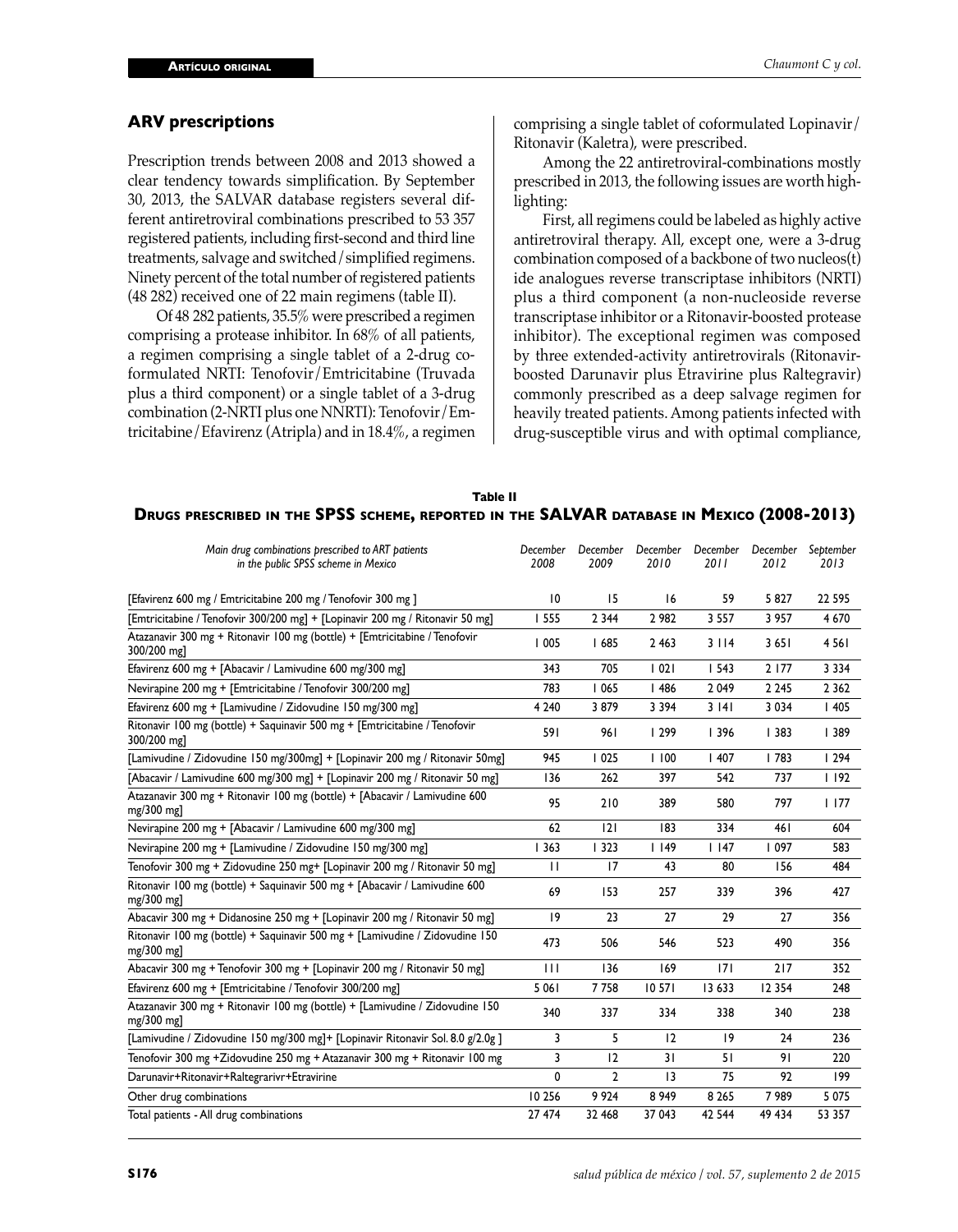## ARV prescriptions

Prescription trends between 2008 and 2013 showed a clear tendency towards simplification. By September 30, 2013, the SALVAR database registers several different antiretroviral combinations prescribed to 53 357 registered patients, including first-second and third line treatments, salvage and switched/simplified regimens. Ninety percent of the total number of registered patients (48 282) received one of 22 main regimens (table II).

Of 48 282 patients, 35.5% were prescribed a regimen comprising a protease inhibitor. In 68% of all patients, a regimen comprising a single tablet of a 2-drug coformulated NRTI: Tenofovir/Emtricitabine (Truvada plus a third component) or a single tablet of a 3-drug combination (2-NRTI plus one NNRTI): Tenofovir/Emtricitabine/Efavirenz (Atripla) and in 18.4%, a regimen comprising a single tablet of coformulated Lopinavir/Ritonavir (Kaletra), were prescribed.

Among the 22 antiretroviral-combinations mostly prescribed in 2013, the following issues are worth highlighting:

First, all regimens could be labeled as highly active antiretroviral therapy. All, except one, were a 3-drug combination composed of a backbone of two nucleos(t)ide analogues reverse transcriptase inhibitors (NRTI) plus a third component (a non-nucleoside reverse transcriptase inhibitor or a Ritonavir-boosted protease inhibitor). The exceptional regimen was composed by three extended-activity antiretrovirals (Ritonavir-boosted Darunavir plus Etravirine plus Raltegravir) commonly prescribed as a deep salvage regimen for heavily treated patients. Among patients infected with drug-susceptible virus and with optimal compliance,

**Table II**
**Drugs prescribed in the SPSS scheme, reported in the SALVAR database in Mexico (2008-2013)**

| *Main drug combinations prescribed to ART patients in the public SPSS scheme in Mexico* | *December 2008* | *December 2009* | *December 2010* | *December 2011* | *December 2012* | *September 2013* |
|---|---|---|---|---|---|---|
| [Efavirenz 600 mg / Emtricitabine 200 mg / Tenofovir 300 mg ] | 10 | 15 | 16 | 59 | 5 827 | 22 595 |
| [Emtricitabine / Tenofovir 300/200 mg] + [Lopinavir 200 mg / Ritonavir 50 mg] | 1 555 | 2 344 | 2 982 | 3 557 | 3 957 | 4 670 |
| Atazanavir 300 mg + Ritonavir 100 mg (bottle) + [Emtricitabine / Tenofovir 300/200 mg] | 1 005 | 1 685 | 2 463 | 3 114 | 3 651 | 4 561 |
| Efavirenz 600 mg + [Abacavir / Lamivudine 600 mg/300 mg] | 343 | 705 | 1 021 | 1 543 | 2 177 | 3 334 |
| Nevirapine 200 mg + [Emtricitabine / Tenofovir 300/200 mg] | 783 | 1 065 | 1 486 | 2 049 | 2 245 | 2 362 |
| Efavirenz 600 mg + [Lamivudine / Zidovudine 150 mg/300 mg] | 4 240 | 3 879 | 3 394 | 3 141 | 3 034 | 1 405 |
| Ritonavir 100 mg (bottle) + Saquinavir 500 mg + [Emtricitabine / Tenofovir 300/200 mg] | 591 | 961 | 1 299 | 1 396 | 1 383 | 1 389 |
| [Lamivudine / Zidovudine 150 mg/300mg] + [Lopinavir 200 mg / Ritonavir 50mg] | 945 | 1 025 | 1 100 | 1 407 | 1 783 | 1 294 |
| [Abacavir / Lamivudine 600 mg/300 mg] + [Lopinavir 200 mg / Ritonavir 50 mg] | 136 | 262 | 397 | 542 | 737 | 1 192 |
| Atazanavir 300 mg + Ritonavir 100 mg (bottle) + [Abacavir / Lamivudine 600 mg/300 mg] | 95 | 210 | 389 | 580 | 797 | 1 177 |
| Nevirapine 200 mg + [Abacavir / Lamivudine 600 mg/300 mg] | 62 | 121 | 183 | 334 | 461 | 604 |
| Nevirapine 200 mg + [Lamivudine / Zidovudine 150 mg/300 mg] | 1 363 | 1 323 | 1 149 | 1 147 | 1 097 | 583 |
| Tenofovir 300 mg + Zidovudine 250 mg+ [Lopinavir 200 mg / Ritonavir 50 mg] | 11 | 17 | 43 | 80 | 156 | 484 |
| Ritonavir 100 mg (bottle) + Saquinavir 500 mg + [Abacavir / Lamivudine 600 mg/300 mg] | 69 | 153 | 257 | 339 | 396 | 427 |
| Abacavir 300 mg + Didanosine 250 mg + [Lopinavir 200 mg / Ritonavir 50 mg] | 19 | 23 | 27 | 29 | 27 | 356 |
| Ritonavir 100 mg (bottle) + Saquinavir 500 mg + [Lamivudine / Zidovudine 150 mg/300 mg] | 473 | 506 | 546 | 523 | 490 | 356 |
| Abacavir 300 mg + Tenofovir 300 mg + [Lopinavir 200 mg / Ritonavir 50 mg] | 111 | 136 | 169 | 171 | 217 | 352 |
| Efavirenz 600 mg + [Emtricitabine / Tenofovir 300/200 mg] | 5 061 | 7 758 | 10 571 | 13 633 | 12 354 | 248 |
| Atazanavir 300 mg + Ritonavir 100 mg (bottle) + [Lamivudine / Zidovudine 150 mg/300 mg] | 340 | 337 | 334 | 338 | 340 | 238 |
| [Lamivudine / Zidovudine 150 mg/300 mg]+ [Lopinavir Ritonavir Sol. 8.0 g/2.0g ] | 3 | 5 | 12 | 19 | 24 | 236 |
| Tenofovir 300 mg +Zidovudine 250 mg + Atazanavir 300 mg + Ritonavir 100 mg | 3 | 12 | 31 | 51 | 91 | 220 |
| Darunavir+Ritonavir+Raltegrarivr+Etravirine | 0 | 2 | 13 | 75 | 92 | 199 |
| Other drug combinations | 10 256 | 9 924 | 8 949 | 8 265 | 7 989 | 5 075 |
| Total patients - All drug combinations | 27 474 | 32 468 | 37 043 | 42 544 | 49 434 | 53 357 |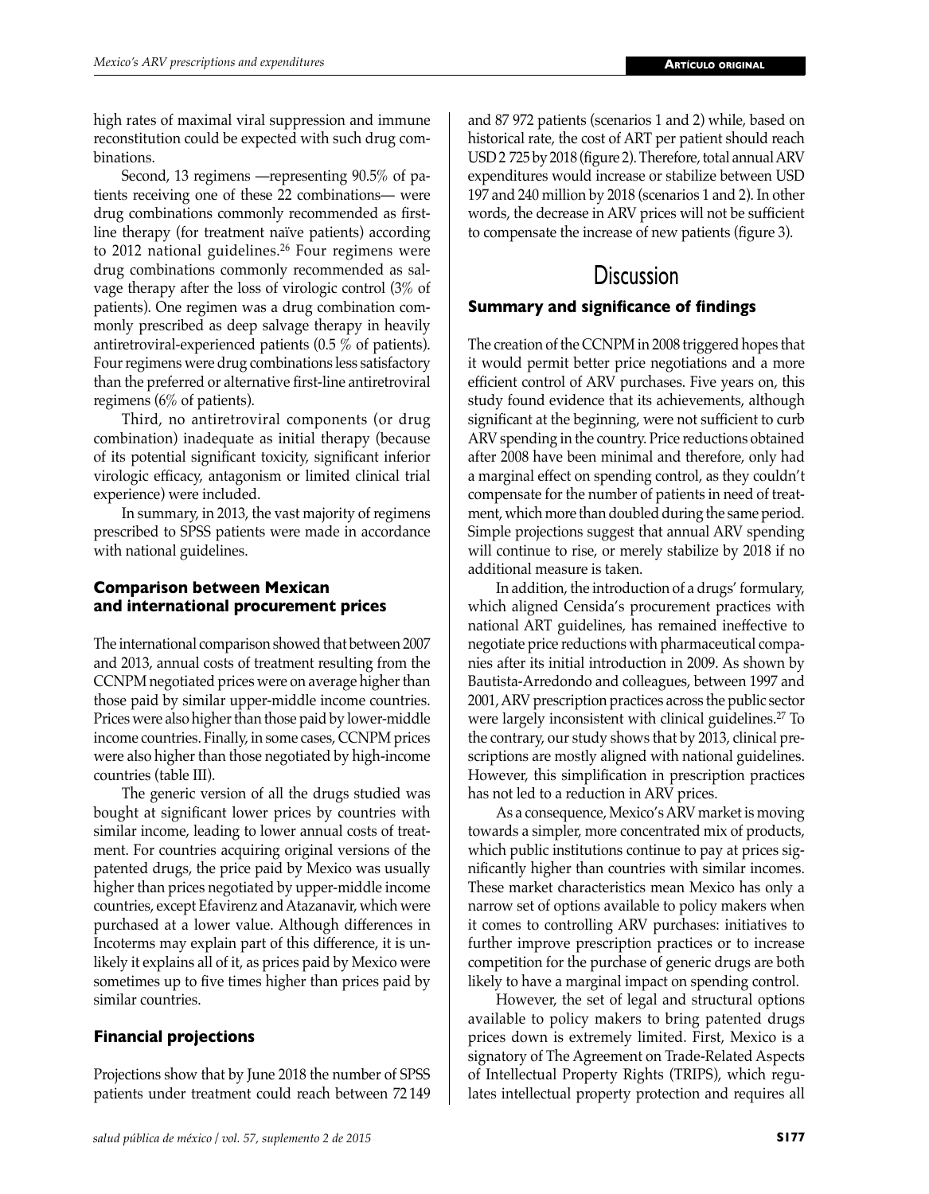high rates of maximal viral suppression and immune reconstitution could be expected with such drug combinations.

Second, 13 regimens —representing 90.5% of patients receiving one of these 22 combinations— were drug combinations commonly recommended as first-line therapy (for treatment naïve patients) according to 2012 national guidelines.[26] Four regimens were drug combinations commonly recommended as salvage therapy after the loss of virologic control (3% of patients). One regimen was a drug combination commonly prescribed as deep salvage therapy in heavily antiretroviral-experienced patients (0.5 % of patients). Four regimens were drug combinations less satisfactory than the preferred or alternative first-line antiretroviral regimens (6% of patients).

Third, no antiretroviral components (or drug combination) inadequate as initial therapy (because of its potential significant toxicity, significant inferior virologic efficacy, antagonism or limited clinical trial experience) were included.

In summary, in 2013, the vast majority of regimens prescribed to SPSS patients were made in accordance with national guidelines.

### Comparison between Mexican and international procurement prices

The international comparison showed that between 2007 and 2013, annual costs of treatment resulting from the CCNPM negotiated prices were on average higher than those paid by similar upper-middle income countries. Prices were also higher than those paid by lower-middle income countries. Finally, in some cases, CCNPM prices were also higher than those negotiated by high-income countries (table III).

The generic version of all the drugs studied was bought at significant lower prices by countries with similar income, leading to lower annual costs of treatment. For countries acquiring original versions of the patented drugs, the price paid by Mexico was usually higher than prices negotiated by upper-middle income countries, except Efavirenz and Atazanavir, which were purchased at a lower value. Although differences in Incoterms may explain part of this difference, it is unlikely it explains all of it, as prices paid by Mexico were sometimes up to five times higher than prices paid by similar countries.

### Financial projections

Projections show that by June 2018 the number of SPSS patients under treatment could reach between 72 149 and 87 972 patients (scenarios 1 and 2) while, based on historical rate, the cost of ART per patient should reach USD 2 725 by 2018 (figure 2). Therefore, total annual ARV expenditures would increase or stabilize between USD 197 and 240 million by 2018 (scenarios 1 and 2). In other words, the decrease in ARV prices will not be sufficient to compensate the increase of new patients (figure 3).

## Discussion

### Summary and significance of findings

The creation of the CCNPM in 2008 triggered hopes that it would permit better price negotiations and a more efficient control of ARV purchases. Five years on, this study found evidence that its achievements, although significant at the beginning, were not sufficient to curb ARV spending in the country. Price reductions obtained after 2008 have been minimal and therefore, only had a marginal effect on spending control, as they couldn't compensate for the number of patients in need of treatment, which more than doubled during the same period. Simple projections suggest that annual ARV spending will continue to rise, or merely stabilize by 2018 if no additional measure is taken.

In addition, the introduction of a drugs' formulary, which aligned Censida's procurement practices with national ART guidelines, has remained ineffective to negotiate price reductions with pharmaceutical companies after its initial introduction in 2009. As shown by Bautista-Arredondo and colleagues, between 1997 and 2001, ARV prescription practices across the public sector were largely inconsistent with clinical guidelines.[27] To the contrary, our study shows that by 2013, clinical prescriptions are mostly aligned with national guidelines. However, this simplification in prescription practices has not led to a reduction in ARV prices.

As a consequence, Mexico's ARV market is moving towards a simpler, more concentrated mix of products, which public institutions continue to pay at prices significantly higher than countries with similar incomes. These market characteristics mean Mexico has only a narrow set of options available to policy makers when it comes to controlling ARV purchases: initiatives to further improve prescription practices or to increase competition for the purchase of generic drugs are both likely to have a marginal impact on spending control.

However, the set of legal and structural options available to policy makers to bring patented drugs prices down is extremely limited. First, Mexico is a signatory of The Agreement on Trade-Related Aspects of Intellectual Property Rights (TRIPS), which regulates intellectual property protection and requires all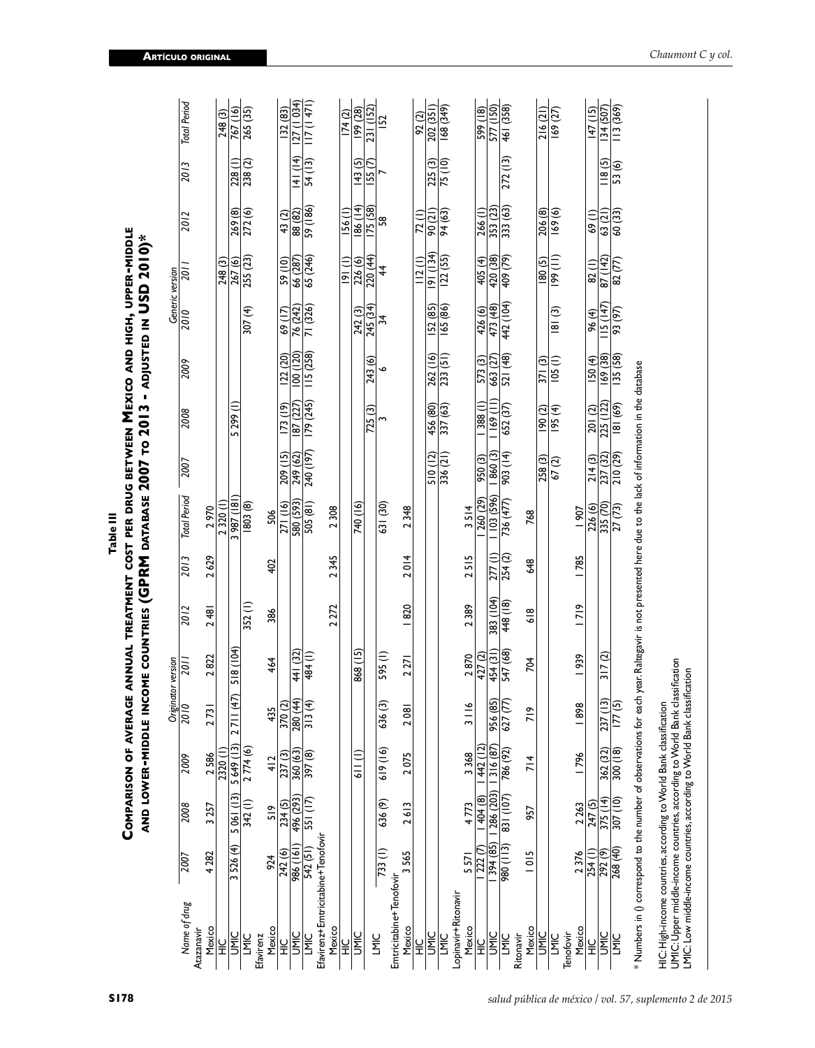**Table II**

**Comparison of average annual treatment cost per drug between Mexico and high, upper-middle and lower-middle income countries (GPRM database 2007 to 2013 - adjusted in USD 2010)***

| Name of drug | Originator version | | | | | | | | Generic version | | | | | | | |
|---|---|---|---|---|---|---|---|---|---|---|---|---|---|---|---|---|
| | 2007 | 2008 | 2009 | 2010 | 2011 | 2012 | 2013 | Total Period | 2007 | 2008 | 2009 | 2010 | 2011 | 2012 | 2013 | Total Period |
| **Atazanavir** | | | | | | | | | | | | | | | | |
| Mexico | 4 282 | 3 257 | 2 586 | 2 731 | 2 822 | 2 481 | 2 629 | 2 970 | | | | | | | | |
| HIC | | | 2320 (1) | | | | | 2 320 (1) | | | | | 248 (3) | | | 248 (3) |
| UMIC | 3 526 (4) | 5 061 (13) | 5 649 (13) | 2 711 (47) | 518 (104) | | | 3 987 (18) | | 5 299 (1) | | | 267 (6) | 269 (8) | 228 (1) | 767 (16) |
| LMIC | | 342 (1) | 2 774 (6) | | | 352 (1) | | 1803 (8) | | | | 307 (4) | 255 (23) | 272 (6) | 238 (2) | 265 (35) |
| **Efavirenz** | | | | | | | | | | | | | | | | |
| Mexico | 924 | 519 | 412 | 435 | 464 | 386 | 402 | 506 | | | | | | | | |
| HIC | 242 (6) | 234 (5) | 237 (3) | 370 (2) | | | | 271 (16) | 209 (15) | 173 (19) | 122 (20) | 69 (17) | 59 (10) | 43 (2) | | 132 (83) |
| UMIC | 986 (161) | 496 (293) | 360 (63) | 280 (44) | 441 (32) | | | 580 (593) | 249 (62) | 187 (227) | 100 (120) | 76 (242) | 66 (287) | 88 (82) | 141 (14) | 127 (1 034) |
| LMIC | 542 (51) | 551 (17) | 397 (8) | 313 (4) | 484 (1) | | | 505 (81) | 240 (197) | 179 (245) | 115 (258) | 71 (326) | 65 (246) | 59 (186) | 54 (13) | 117 (1 471) |
| **Efavirenz+Emtricitabine+Tenofovir** | | | | | | | | | | | | | | | | |
| Mexico | | | | | | 2 272 | 2 345 | 2 308 | | | | | | | | |
| HIC | | | | | | | | | | | | | 191 (1) | 156 (1) | | 174 (2) |
| UMIC | | | 611 (1) | | 868 (15) | | | 740 (16) | | | | 242 (3) | 226 (6) | 186 (14) | 143 (5) | 199 (28) |
| LMIC | 733 (1) | 636 (9) | 619 (16) | 636 (3) | 595 (1) | | | 631 (30) | | 725 (3) | 243 (6) | 245 (34) | 220 (44) | 175 (58) | 155 (7) | 231 (152) |
| | | | | | | | | | | 3 | 6 | 34 | 44 | 58 | 7 | 152 |
| **Emtricitabine+ Tenofovir** | | | | | | | | | | | | | | | | |
| Mexico | 3 565 | 2 613 | 2 075 | 2 081 | 2 271 | 1 820 | 2 014 | 2 348 | | | | | | | | |
| HIC | | | | | | | | | | | | | 112 (1) | 72 (1) | | 92 (2) |
| UMIC | | | | | | | | | 510 (12) | 456 (80) | 262 (16) | 152 (85) | 191 (134) | 90 (21) | 225 (3) | 202 (351) |
| LMIC | | | | | | | | | 336 (21) | 337 (63) | 233 (51) | 165 (86) | 122 (55) | 94 (63) | 75 (10) | 168 (349) |
| **Lopinavir+Ritonavir** | | | | | | | | | | | | | | | | |
| Mexico | 5 571 | 4 773 | 3 368 | 3 116 | 2 870 | 2 389 | 2 515 | 3 514 | | | | | | | | |
| HIC | 1 222 (7) | 1 404 (8) | 1 442 (12) | | 427 (2) | | | 1 260 (29) | 950 (3) | 1 388 (1) | 573 (3) | 426 (6) | 405 (4) | 266 (1) | | 599 (18) |
| UMIC | 1 394 (85) | 1 286 (203) | 1 316 (87) | 956 (85) | 454 (31) | 383 (104) | 277 (1) | 1 103 (596) | 1 860 (3) | 1 169 (11) | 663 (27) | 473 (48) | 420 (38) | 353 (23) | | 577 (150) |
| LMIC | 980 (113) | 831 (107) | 786 (92) | 627 (77) | 547 (68) | 448 (18) | 254 (2) | 736 (477) | 903 (14) | 652 (37) | 521 (48) | 442 (104) | 409 (79) | 333 (63) | 272 (13) | 461 (358) |
| **Ritonavir** | | | | | | | | | | | | | | | | |
| Mexico | 1 015 | 957 | 714 | 719 | 704 | 618 | 648 | 768 | | | | | | | | |
| UMIC | | | | | | | | | 258 (3) | 190 (2) | 371 (3) | | 180 (5) | 206 (8) | | 216 (21) |
| LMIC | | | | | | | | | 67 (2) | 195 (4) | 105 (1) | 181 (3) | 199 (11) | 169 (6) | | 169 (27) |
| **Tenofovir** | | | | | | | | | | | | | | | | |
| Mexico | 2 376 | 2 263 | 1 796 | 1 898 | 1 939 | 1 719 | 1 785 | 1 907 | | | | | | | | |
| HIC | 254 (1) | 247 (5) | | | | | | 226 (6) | 214 (3) | 201 (2) | 150 (4) | 96 (4) | 82 (1) | 69 (1) | | 147 (15) |
| UMIC | 292 (9) | 375 (14) | 362 (32) | 237 (13) | 317 (2) | | | 335 (70) | 237 (32) | 225 (122) | 169 (38) | 115 (147) | 87 (142) | 63 (21) | 118 (5) | 134 (507) |
| LMIC | 268 (40) | 307 (10) | 300 (18) | 177 (5) | | | | 27 (73) | 210 (29) | 181 (69) | 135 (58) | 93 (97) | 82 (77) | 60 (33) | 53 (6) | 113 (369) |

* Numbers in () correspond to the number of observations for each year. Raltegavir is not presented here due to the lack of information in the database

HIC: High-income countries, according to World Bank classification
UMIC: Upper middle-income countries, according to World Bank classification
LMIC: Low middle-income countries, according to World Bank classification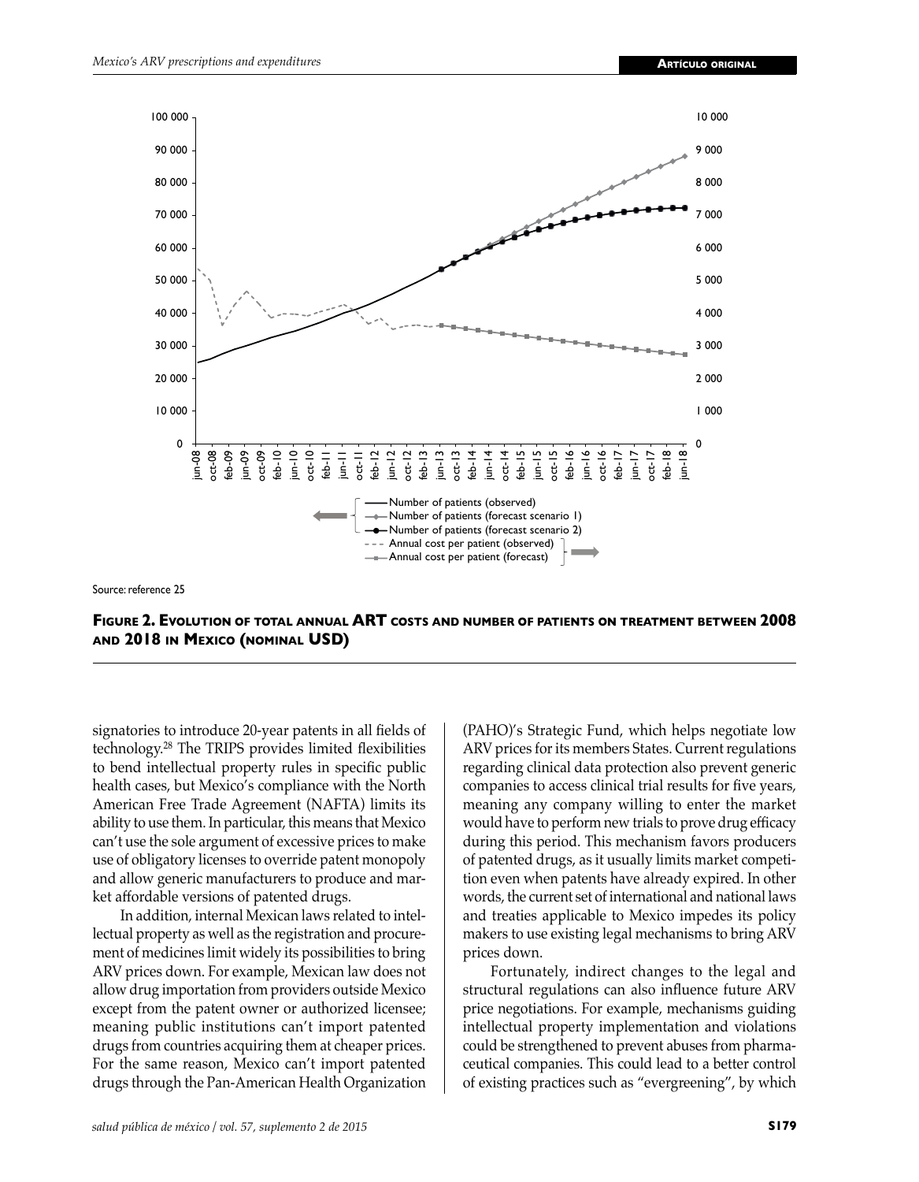Source: reference 25

**Figure 2. Evolution of total annual ART costs and number of patients on treatment between 2008 and 2018 in Mexico (nominal USD)**

signatories to introduce 20-year patents in all fields of technology.[28] The TRIPS provides limited flexibilities to bend intellectual property rules in specific public health cases, but Mexico's compliance with the North American Free Trade Agreement (NAFTA) limits its ability to use them. In particular, this means that Mexico can't use the sole argument of excessive prices to make use of obligatory licenses to override patent monopoly and allow generic manufacturers to produce and market affordable versions of patented drugs.

In addition, internal Mexican laws related to intellectual property as well as the registration and procurement of medicines limit widely its possibilities to bring ARV prices down. For example, Mexican law does not allow drug importation from providers outside Mexico except from the patent owner or authorized licensee; meaning public institutions can't import patented drugs from countries acquiring them at cheaper prices. For the same reason, Mexico can't import patented drugs through the Pan-American Health Organization (PAHO)'s Strategic Fund, which helps negotiate low ARV prices for its members States. Current regulations regarding clinical data protection also prevent generic companies to access clinical trial results for five years, meaning any company willing to enter the market would have to perform new trials to prove drug efficacy during this period. This mechanism favors producers of patented drugs, as it usually limits market competition even when patents have already expired. In other words, the current set of international and national laws and treaties applicable to Mexico impedes its policy makers to use existing legal mechanisms to bring ARV prices down.

Fortunately, indirect changes to the legal and structural regulations can also influence future ARV price negotiations. For example, mechanisms guiding intellectual property implementation and violations could be strengthened to prevent abuses from pharmaceutical companies. This could lead to a better control of existing practices such as "evergreening", by which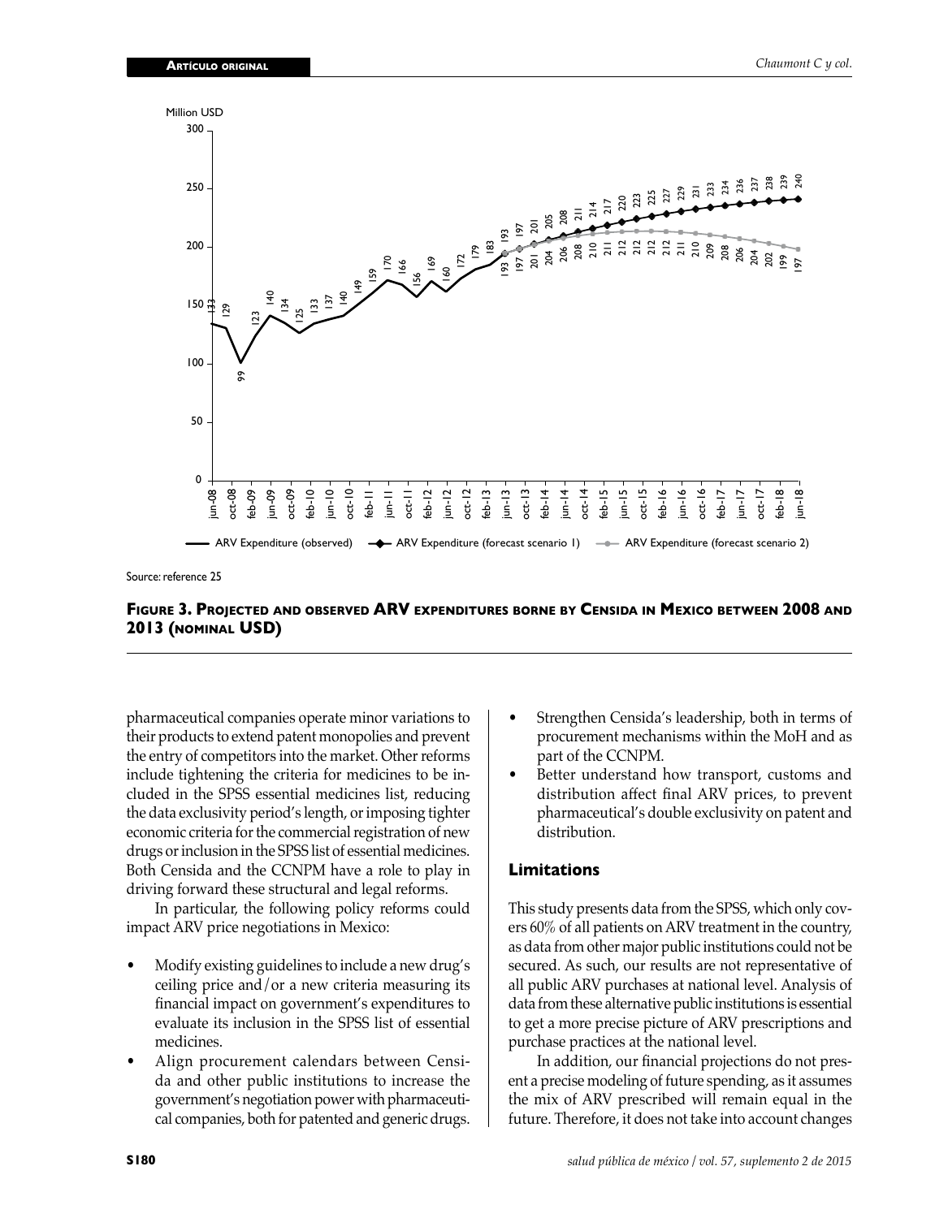Million USD

Source: reference 25

**Figure 3. Projected and observed ARV expenditures borne by Censida in Mexico between 2008 and 2013 (nominal USD)**

pharmaceutical companies operate minor variations to their products to extend patent monopolies and prevent the entry of competitors into the market. Other reforms include tightening the criteria for medicines to be included in the SPSS essential medicines list, reducing the data exclusivity period's length, or imposing tighter economic criteria for the commercial registration of new drugs or inclusion in the SPSS list of essential medicines. Both Censida and the CCNPM have a role to play in driving forward these structural and legal reforms.

In particular, the following policy reforms could impact ARV price negotiations in Mexico:

- Modify existing guidelines to include a new drug's ceiling price and/or a new criteria measuring its financial impact on government's expenditures to evaluate its inclusion in the SPSS list of essential medicines.
- Align procurement calendars between Censida and other public institutions to increase the government's negotiation power with pharmaceutical companies, both for patented and generic drugs.
- Strengthen Censida's leadership, both in terms of procurement mechanisms within the MoH and as part of the CCNPM.
- Better understand how transport, customs and distribution affect final ARV prices, to prevent pharmaceutical's double exclusivity on patent and distribution.

## Limitations

This study presents data from the SPSS, which only covers 60% of all patients on ARV treatment in the country, as data from other major public institutions could not be secured. As such, our results are not representative of all public ARV purchases at national level. Analysis of data from these alternative public institutions is essential to get a more precise picture of ARV prescriptions and purchase practices at the national level.

In addition, our financial projections do not present a precise modeling of future spending, as it assumes the mix of ARV prescribed will remain equal in the future. Therefore, it does not take into account changes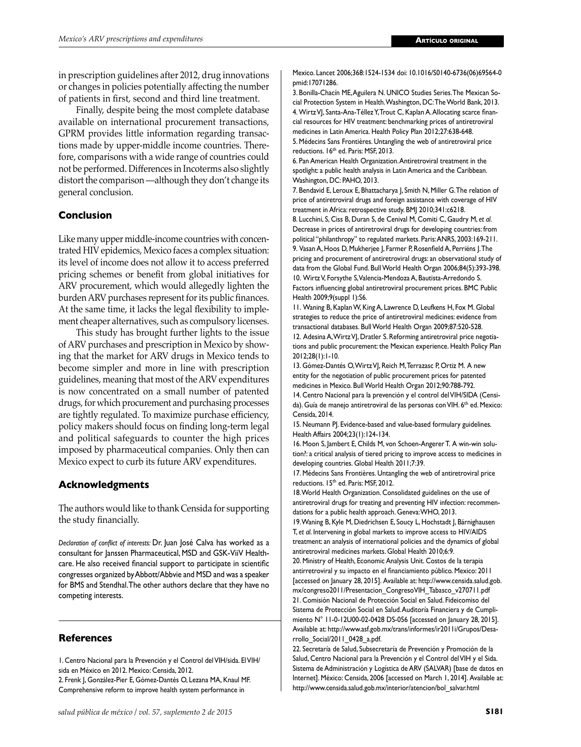in prescription guidelines after 2012, drug innovations or changes in policies potentially affecting the number of patients in first, second and third line treatment.

Finally, despite being the most complete database available on international procurement transactions, GPRM provides little information regarding transactions made by upper-middle income countries. Therefore, comparisons with a wide range of countries could not be performed. Differences in Incoterms also slightly distort the comparison —although they don't change its general conclusion.

## Conclusion

Like many upper middle-income countries with concentrated HIV epidemics, Mexico faces a complex situation: its level of income does not allow it to access preferred pricing schemes or benefit from global initiatives for ARV procurement, which would allegedly lighten the burden ARV purchases represent for its public finances. At the same time, it lacks the legal flexibility to implement cheaper alternatives, such as compulsory licenses.

This study has brought further lights to the issue of ARV purchases and prescription in Mexico by showing that the market for ARV drugs in Mexico tends to become simpler and more in line with prescription guidelines, meaning that most of the ARV expenditures is now concentrated on a small number of patented drugs, for which procurement and purchasing processes are tightly regulated. To maximize purchase efficiency, policy makers should focus on finding long-term legal and political safeguards to counter the high prices imposed by pharmaceutical companies. Only then can Mexico expect to curb its future ARV expenditures.

## Acknowledgments

The authors would like to thank Censida for supporting the study financially.

*Declaration of conflict of interests:* Dr. Juan José Calva has worked as a consultant for Janssen Pharmaceutical, MSD and GSK-ViiV Healthcare. He also received financial support to participate in scientific congresses organized by Abbott/Abbvie and MSD and was a speaker for BMS and Stendhal. The other authors declare that they have no competing interests.

## References

1. Centro Nacional para la Prevención y el Control del VIH/sida. El VIH/sida en México en 2012. Mexico: Censida, 2012.
2. Frenk J, González-Pier E, Gómez-Dantés O, Lezana MA, Knaul MF. Comprehensive reform to improve health system performance in Mexico. Lancet 2006;368:1524-1534 doi: 10.1016/S0140-6736(06)69564-0 pmid:17071286.
3. Bonilla-Chacín ME, Aguilera N. UNICO Studies Series. The Mexican Social Protection System in Health. Washington, DC: The World Bank, 2013.
4. Wirtz VJ, Santa-Ana-Téllez Y, Trout C, Kaplan A. Allocating scarce financial resources for HIV treatment: benchmarking prices of antiretroviral medicines in Latin America. Health Policy Plan 2012;27:638-648.
5. Médecins Sans Frontières. Untangling the web of antiretroviral price reductions. 16th ed. Paris: MSF, 2013.
6. Pan American Health Organization. Antiretroviral treatment in the spotlight: a public health analysis in Latin America and the Caribbean. Washington, DC: PAHO, 2013.
7. Bendavid E, Leroux E, Bhattacharya J, Smith N, Miller G. The relation of price of antiretroviral drugs and foreign assistance with coverage of HIV treatment in Africa: retrospective study. BMJ 2010;341:c6218.
8. Lucchini, S, Ciss B, Duran S, de Cenival M, Comiti C, Gaudry M, *et al*. Decrease in prices of antiretroviral drugs for developing countries: from political "philanthropy" to regulated markets. Paris: ANRS, 2003:169-211.
9. Vasan A, Hoos D, Mukherjee J, Farmer P, Rosenfield A, Perriëns J. The pricing and procurement of antiretroviral drugs: an observational study of data from the Global Fund. Bull World Health Organ 2006;84(5):393-398.
10. Wirtz V, Forsythe S, Valencia-Mendoza A, Bautista-Arredondo S. Factors influencing global antiretroviral procurement prices. BMC Public Health 2009;9(suppl 1):S6.
11. Waning B, Kaplan W, King A, Lawrence D, Leufkens H, Fox M. Global strategies to reduce the price of antiretroviral medicines: evidence from transactional databases. Bull World Health Organ 2009;87:520-528.
12. Adesina A, Wirtz VJ, Dratler S. Reforming antiretroviral price negotiations and public procurement: the Mexican experience. Health Policy Plan 2012;28(1):1-10.
13. Gómez-Dantés O, Wirtz VJ, Reich M, Terrazasc P, Ortiz M. A new entity for the negotiation of public procurement prices for patented medicines in Mexico. Bull World Health Organ 2012;90:788-792.
14. Centro Nacional para la prevención y el control del VIH/SIDA (Censida). Guía de manejo antirretroviral de las personas con VIH. 6th ed. Mexico: Censida, 2014.
15. Neumann PJ. Evidence-based and value-based formulary guidelines. Health Affairs 2004;23(1):124-134.
16. Moon S, Jambert E, Childs M, von Schoen-Angerer T. A win-win solution?: a critical analysis of tiered pricing to improve access to medicines in developing countries. Global Health 2011;7:39.
17. Médecins Sans Frontières. Untangling the web of antiretroviral price reductions. 15th ed. Paris: MSF, 2012.
18. World Health Organization. Consolidated guidelines on the use of antiretroviral drugs for treating and preventing HIV infection: recommendations for a public health approach. Geneva: WHO, 2013.
19. Waning B, Kyle M, Diedrichsen E, Soucy L, Hochstadt J, Bärnighausen T, *et al*. Intervening in global markets to improve access to HIV/AIDS treatment: an analysis of international policies and the dynamics of global antiretroviral medicines markets. Global Health 2010;6:9.
20. Ministry of Health, Economic Analysis Unit. Costos de la terapia antirretroviral y su impacto en el financiamiento público. Mexico: 2011 [accessed on January 28, 2015]. Available at: http://www.censida.salud.gob.mx/congreso2011/Presentacion_CongresoVIH_Tabasco_v270711.pdf
21. Comisión Nacional de Protección Social en Salud. Fideicomiso del Sistema de Protección Social en Salud. Auditoría Financiera y de Cumplimiento N° 11-0-12U00-02-0428 DS-056 [accessed on January 28, 2015]. Available at: http://www.asf.gob.mx/trans/informes/ir2011i/Grupos/Desarrollo_Social/2011_0428_a.pdf.
22. Secretaría de Salud, Subsecretaría de Prevención y Promoción de la Salud, Centro Nacional para la Prevención y el Control del VIH y el Sida. Sistema de Administración y Logística de ARV (SALVAR) [base de datos en Internet]. México: Censida, 2006 [accessed on March 1, 2014]. Available at: http://www.censida.salud.gob.mx/interior/atencion/bol_salvar.html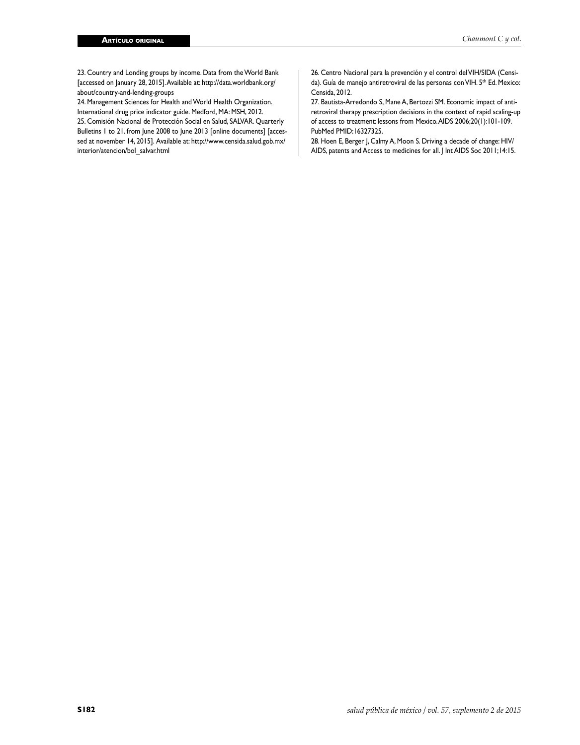23. Country and Londing groups by income. Data from the World Bank [accessed on January 28, 2015]. Available at: http://data.worldbank.org/about/country-and-lending-groups

24. Management Sciences for Health and World Health Organization. International drug price indicator guide. Medford, MA: MSH, 2012.

25. Comisión Nacional de Protección Social en Salud, SALVAR. Quarterly Bulletins 1 to 21. from June 2008 to June 2013 [online documents] [accessed at november 14, 2015]. Available at: http://www.censida.salud.gob.mx/interior/atencion/bol_salvar.html

26. Centro Nacional para la prevención y el control del VIH/SIDA (Censida). Guía de manejo antiretroviral de las personas con VIH. 5th Ed. Mexico: Censida, 2012.

27. Bautista-Arredondo S, Mane A, Bertozzi SM. Economic impact of antiretroviral therapy prescription decisions in the context of rapid scaling-up of access to treatment: lessons from Mexico. AIDS 2006;20(1):101-109. PubMed PMID:16327325.

28. Hoen E, Berger J, Calmy A, Moon S. Driving a decade of change: HIV/AIDS, patents and Access to medicines for all. J Int AIDS Soc 2011;14:15.